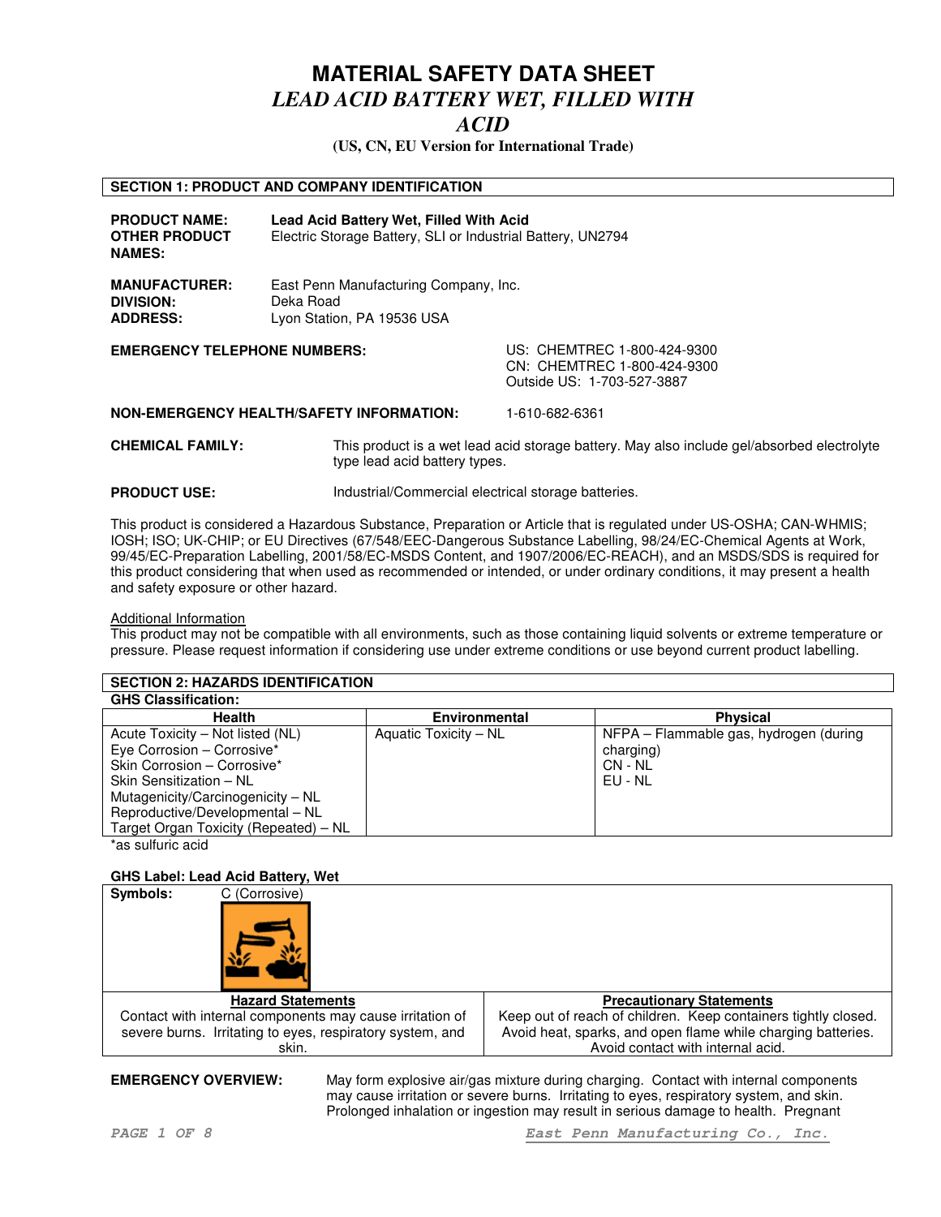# MATERIAL SAFETY DATA SHEET

## *LEAD ACID BATTERY WET, FILLED WITH ACID*

**(US, CN, EU Version for International Trade)**

## SECTION 1: PRODUCT AND COMPANY IDENTIFICATION

**PRODUCT NAME:** **Lead Acid Battery Wet, Filled With Acid**
**OTHER PRODUCT NAMES:** Electric Storage Battery, SLI or Industrial Battery, UN2794

**MANUFACTURER:** East Penn Manufacturing Company, Inc.
**DIVISION:** Deka Road
**ADDRESS:** Lyon Station, PA 19536 USA

**EMERGENCY TELEPHONE NUMBERS:**
US: CHEMTREC 1-800-424-9300
CN: CHEMTREC 1-800-424-9300
Outside US: 1-703-527-3887

**NON-EMERGENCY HEALTH/SAFETY INFORMATION:** 1-610-682-6361

**CHEMICAL FAMILY:** This product is a wet lead acid storage battery. May also include gel/absorbed electrolyte type lead acid battery types.

**PRODUCT USE:** Industrial/Commercial electrical storage batteries.

This product is considered a Hazardous Substance, Preparation or Article that is regulated under US-OSHA; CAN-WHMIS; IOSH; ISO; UK-CHIP; or EU Directives (67/548/EEC-Dangerous Substance Labelling, 98/24/EC-Chemical Agents at Work, 99/45/EC-Preparation Labelling, 2001/58/EC-MSDS Content, and 1907/2006/EC-REACH), and an MSDS/SDS is required for this product considering that when used as recommended or intended, or under ordinary conditions, it may present a health and safety exposure or other hazard.

Additional Information
This product may not be compatible with all environments, such as those containing liquid solvents or extreme temperature or pressure. Please request information if considering use under extreme conditions or use beyond current product labelling.

## SECTION 2: HAZARDS IDENTIFICATION

**GHS Classification:**

| Health | Environmental | Physical |
|---|---|---|
| Acute Toxicity – Not listed (NL)<br>Eye Corrosion – Corrosive*<br>Skin Corrosion – Corrosive*<br>Skin Sensitization – NL<br>Mutagenicity/Carcinogenicity – NL<br>Reproductive/Developmental – NL<br>Target Organ Toxicity (Repeated) – NL | Aquatic Toxicity – NL | NFPA – Flammable gas, hydrogen (during charging)<br>CN - NL<br>EU - NL |

*as sulfuric acid

**GHS Label: Lead Acid Battery, Wet**

**Symbols:** C (Corrosive)

| Hazard Statements | Precautionary Statements |
|---|---|
| Contact with internal components may cause irritation of severe burns. Irritating to eyes, respiratory system, and skin. | Keep out of reach of children. Keep containers tightly closed. Avoid heat, sparks, and open flame while charging batteries. Avoid contact with internal acid. |

**EMERGENCY OVERVIEW:** May form explosive air/gas mixture during charging. Contact with internal components may cause irritation or severe burns. Irritating to eyes, respiratory system, and skin. Prolonged inhalation or ingestion may result in serious damage to health. Pregnant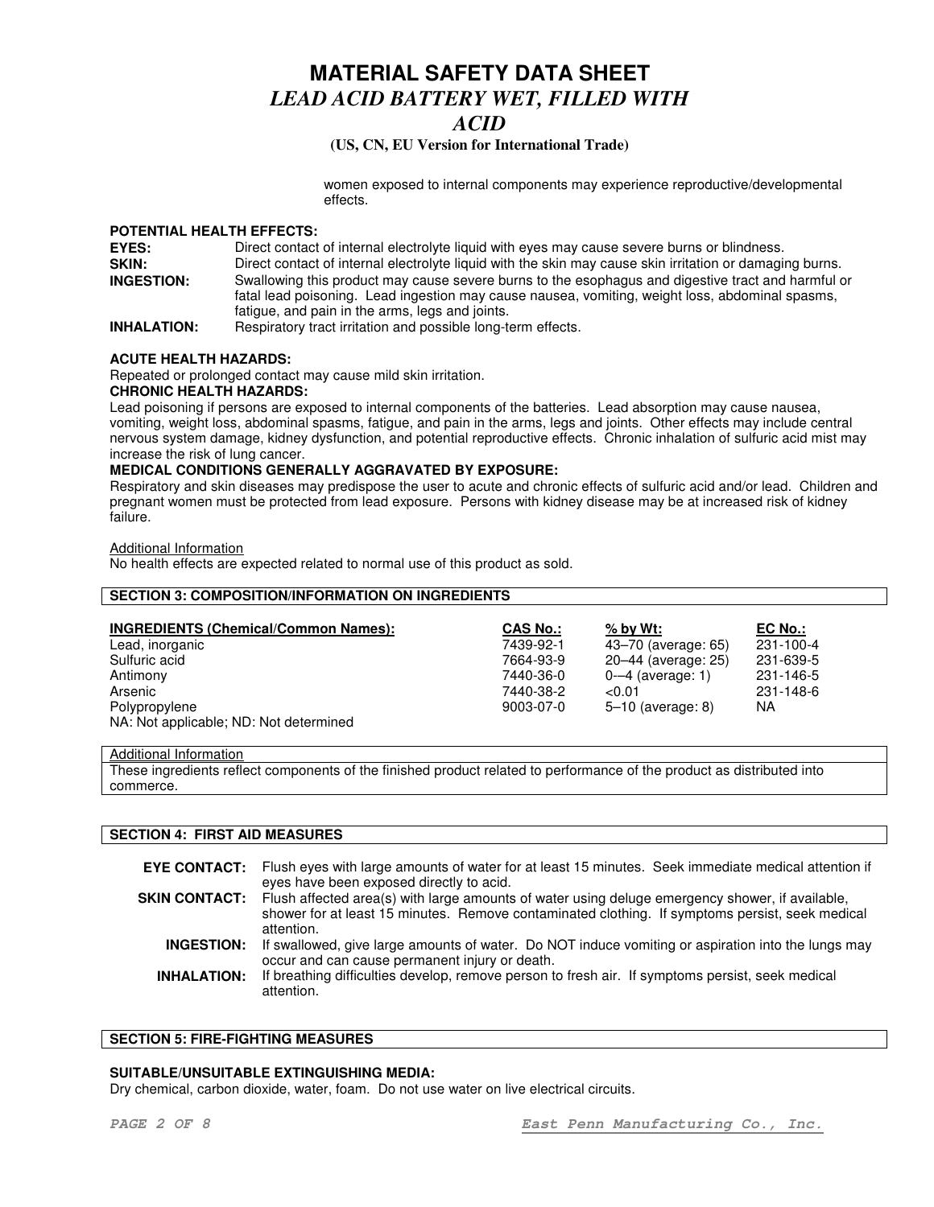women exposed to internal components may experience reproductive/developmental effects.

**POTENTIAL HEALTH EFFECTS:**

**EYES:** Direct contact of internal electrolyte liquid with eyes may cause severe burns or blindness.

**SKIN:** Direct contact of internal electrolyte liquid with the skin may cause skin irritation or damaging burns.

**INGESTION:** Swallowing this product may cause severe burns to the esophagus and digestive tract and harmful or fatal lead poisoning. Lead ingestion may cause nausea, vomiting, weight loss, abdominal spasms, fatigue, and pain in the arms, legs and joints.

**INHALATION:** Respiratory tract irritation and possible long-term effects.

**ACUTE HEALTH HAZARDS:**

Repeated or prolonged contact may cause mild skin irritation.

**CHRONIC HEALTH HAZARDS:**

Lead poisoning if persons are exposed to internal components of the batteries. Lead absorption may cause nausea, vomiting, weight loss, abdominal spasms, fatigue, and pain in the arms, legs and joints. Other effects may include central nervous system damage, kidney dysfunction, and potential reproductive effects. Chronic inhalation of sulfuric acid mist may increase the risk of lung cancer.

**MEDICAL CONDITIONS GENERALLY AGGRAVATED BY EXPOSURE:**

Respiratory and skin diseases may predispose the user to acute and chronic effects of sulfuric acid and/or lead. Children and pregnant women must be protected from lead exposure. Persons with kidney disease may be at increased risk of kidney failure.

Additional Information

No health effects are expected related to normal use of this product as sold.

## SECTION 3: COMPOSITION/INFORMATION ON INGREDIENTS

| INGREDIENTS (Chemical/Common Names): | CAS No.: | % by Wt: | EC No.: |
|---|---|---|---|
| Lead, inorganic | 7439-92-1 | 43–70 (average: 65) | 231-100-4 |
| Sulfuric acid | 7664-93-9 | 20–44 (average: 25) | 231-639-5 |
| Antimony | 7440-36-0 | 0-–4 (average: 1) | 231-146-5 |
| Arsenic | 7440-38-2 | <0.01 | 231-148-6 |
| Polypropylene | 9003-07-0 | 5–10 (average: 8) | NA |

NA: Not applicable; ND: Not determined

Additional Information

These ingredients reflect components of the finished product related to performance of the product as distributed into commerce.

## SECTION 4: FIRST AID MEASURES

**EYE CONTACT:** Flush eyes with large amounts of water for at least 15 minutes. Seek immediate medical attention if eyes have been exposed directly to acid.

**SKIN CONTACT:** Flush affected area(s) with large amounts of water using deluge emergency shower, if available, shower for at least 15 minutes. Remove contaminated clothing. If symptoms persist, seek medical attention.

**INGESTION:** If swallowed, give large amounts of water. Do NOT induce vomiting or aspiration into the lungs may occur and can cause permanent injury or death.

**INHALATION:** If breathing difficulties develop, remove person to fresh air. If symptoms persist, seek medical attention.

## SECTION 5: FIRE-FIGHTING MEASURES

**SUITABLE/UNSUITABLE EXTINGUISHING MEDIA:**

Dry chemical, carbon dioxide, water, foam. Do not use water on live electrical circuits.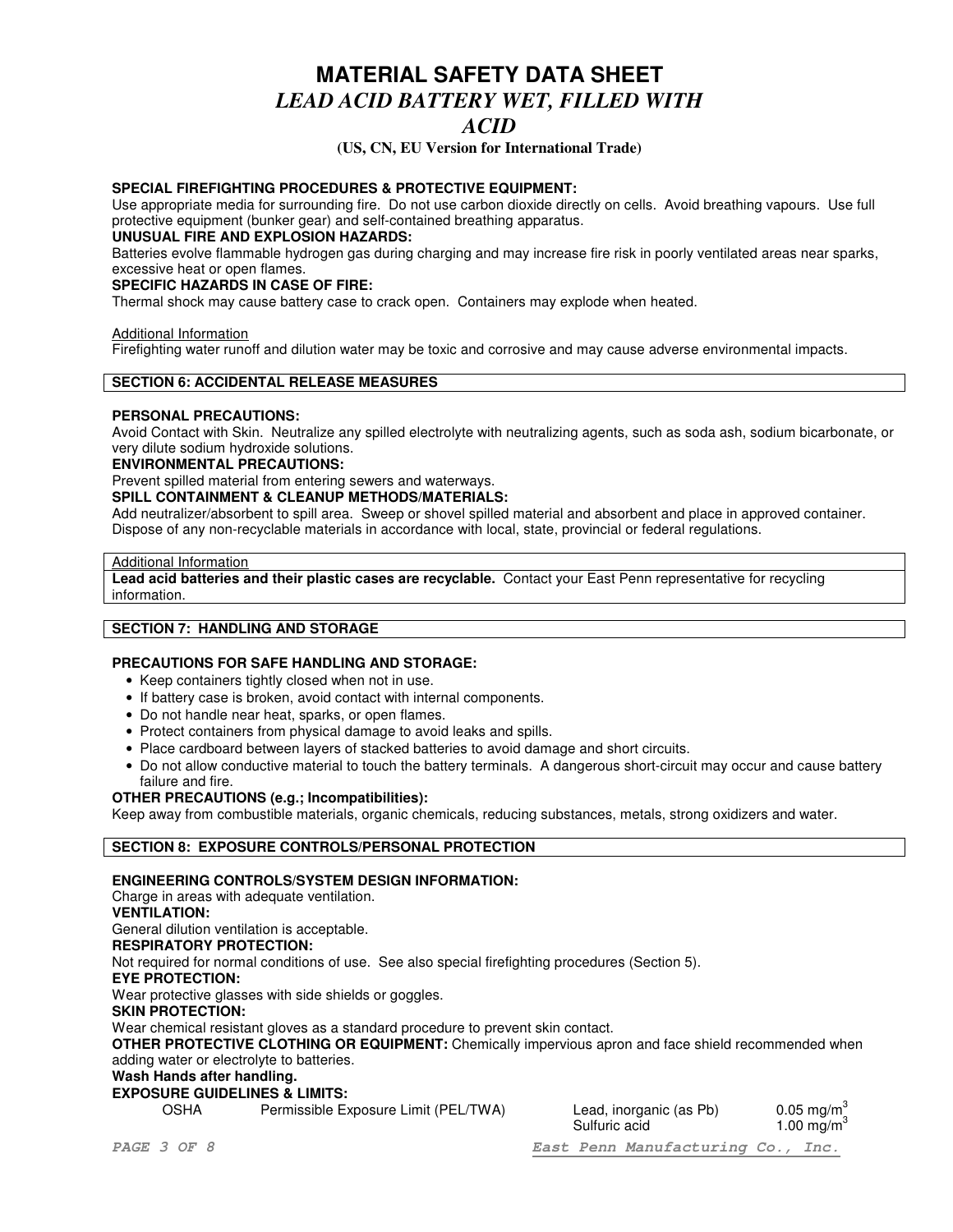# MATERIAL SAFETY DATA SHEET

## *LEAD ACID BATTERY WET, FILLED WITH ACID*

**(US, CN, EU Version for International Trade)**

**SPECIAL FIREFIGHTING PROCEDURES & PROTECTIVE EQUIPMENT:**
Use appropriate media for surrounding fire. Do not use carbon dioxide directly on cells. Avoid breathing vapours. Use full protective equipment (bunker gear) and self-contained breathing apparatus.

**UNUSUAL FIRE AND EXPLOSION HAZARDS:**
Batteries evolve flammable hydrogen gas during charging and may increase fire risk in poorly ventilated areas near sparks, excessive heat or open flames.

**SPECIFIC HAZARDS IN CASE OF FIRE:**
Thermal shock may cause battery case to crack open. Containers may explode when heated.

Additional Information
Firefighting water runoff and dilution water may be toxic and corrosive and may cause adverse environmental impacts.

## SECTION 6: ACCIDENTAL RELEASE MEASURES

**PERSONAL PRECAUTIONS:**
Avoid Contact with Skin. Neutralize any spilled electrolyte with neutralizing agents, such as soda ash, sodium bicarbonate, or very dilute sodium hydroxide solutions.

**ENVIRONMENTAL PRECAUTIONS:**
Prevent spilled material from entering sewers and waterways.

**SPILL CONTAINMENT & CLEANUP METHODS/MATERIALS:**
Add neutralizer/absorbent to spill area. Sweep or shovel spilled material and absorbent and place in approved container. Dispose of any non-recyclable materials in accordance with local, state, provincial or federal regulations.

Additional Information
**Lead acid batteries and their plastic cases are recyclable.** Contact your East Penn representative for recycling information.

## SECTION 7: HANDLING AND STORAGE

**PRECAUTIONS FOR SAFE HANDLING AND STORAGE:**

- Keep containers tightly closed when not in use.
- If battery case is broken, avoid contact with internal components.
- Do not handle near heat, sparks, or open flames.
- Protect containers from physical damage to avoid leaks and spills.
- Place cardboard between layers of stacked batteries to avoid damage and short circuits.
- Do not allow conductive material to touch the battery terminals. A dangerous short-circuit may occur and cause battery failure and fire.

**OTHER PRECAUTIONS (e.g.; Incompatibilities):**
Keep away from combustible materials, organic chemicals, reducing substances, metals, strong oxidizers and water.

## SECTION 8: EXPOSURE CONTROLS/PERSONAL PROTECTION

**ENGINEERING CONTROLS/SYSTEM DESIGN INFORMATION:**
Charge in areas with adequate ventilation.

**VENTILATION:**
General dilution ventilation is acceptable.

**RESPIRATORY PROTECTION:**
Not required for normal conditions of use. See also special firefighting procedures (Section 5).

**EYE PROTECTION:**
Wear protective glasses with side shields or goggles.

**SKIN PROTECTION:**
Wear chemical resistant gloves as a standard procedure to prevent skin contact.

**OTHER PROTECTIVE CLOTHING OR EQUIPMENT:** Chemically impervious apron and face shield recommended when adding water or electrolyte to batteries.

**Wash Hands after handling.**

**EXPOSURE GUIDELINES & LIMITS:**

| | | | |
|---|---|---|---|
| OSHA | Permissible Exposure Limit (PEL/TWA) | Lead, inorganic (as Pb) | 0.05 $mg/m^3$ |
| | | Sulfuric acid | 1.00 $mg/m^3$ |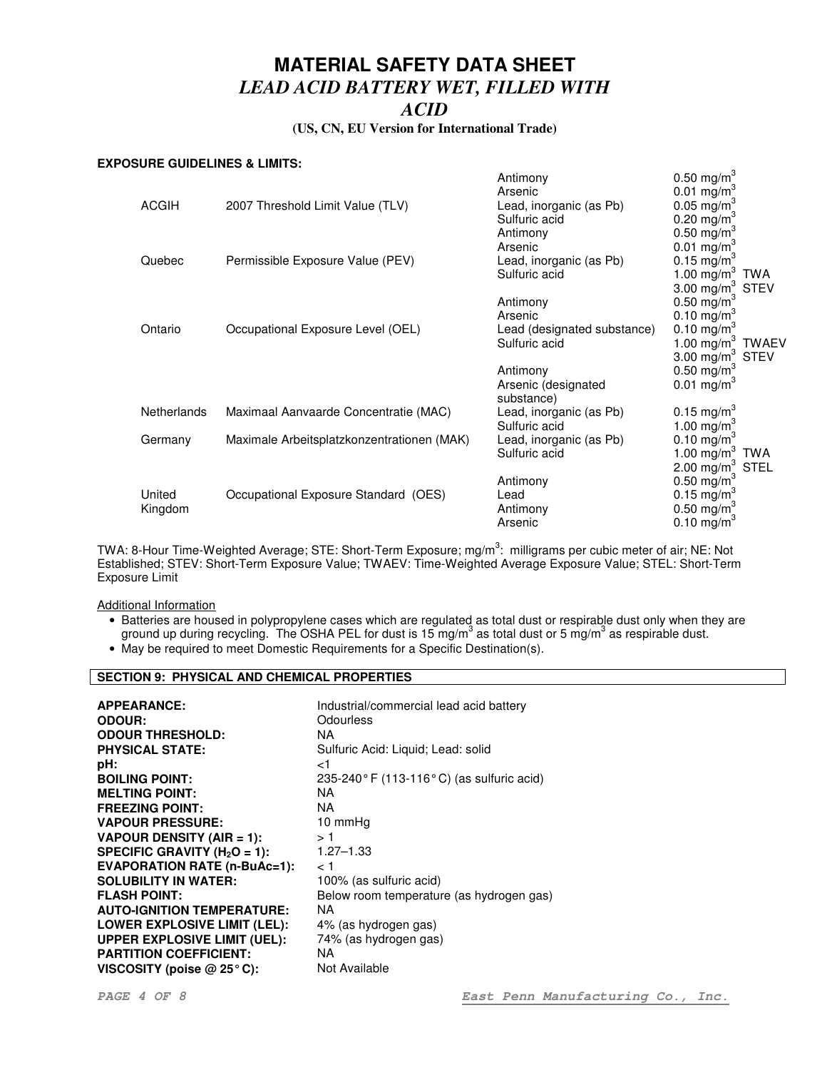# MATERIAL SAFETY DATA SHEET

## *LEAD ACID BATTERY WET, FILLED WITH ACID*

**(US, CN, EU Version for International Trade)**

**EXPOSURE GUIDELINES & LIMITS:**

| Agency | Standard | Substance | Limit |
|---|---|---|---|
| ACGIH | 2007 Threshold Limit Value (TLV) | Antimony | 0.50 $mg/m^3$ |
| | | Arsenic | 0.01 $mg/m^3$ |
| | | Lead, inorganic (as Pb) | 0.05 $mg/m^3$ |
| | | Sulfuric acid | 0.20 $mg/m^3$ |
| Quebec | Permissible Exposure Value (PEV) | Antimony | 0.50 $mg/m^3$ |
| | | Arsenic | 0.01 $mg/m^3$ |
| | | Lead, inorganic (as Pb) | 0.15 $mg/m^3$ |
| | | Sulfuric acid | 1.00 $mg/m^3$ TWA |
| | | | 3.00 $mg/m^3$ STEV |
| Ontario | Occupational Exposure Level (OEL) | Antimony | 0.50 $mg/m^3$ |
| | | Arsenic | 0.10 $mg/m^3$ |
| | | Lead (designated substance) | 0.10 $mg/m^3$ |
| | | Sulfuric acid | 1.00 $mg/m^3$ TWAEV |
| | | | 3.00 $mg/m^3$ STEV |
| Netherlands | Maximaal Aanvaarde Concentratie (MAC) | Antimony | 0.50 $mg/m^3$ |
| | | Arsenic (designated substance) | 0.01 $mg/m^3$ |
| | | Lead, inorganic (as Pb) | 0.15 $mg/m^3$ |
| | | Sulfuric acid | 1.00 $mg/m^3$ |
| Germany | Maximale Arbeitsplatzkonzentrationen (MAK) | Lead, inorganic (as Pb) | 0.10 $mg/m^3$ |
| | | Sulfuric acid | 1.00 $mg/m^3$ TWA |
| | | | 2.00 $mg/m^3$ STEL |
| | | Antimony | 0.50 $mg/m^3$ |
| United Kingdom | Occupational Exposure Standard (OES) | Lead | 0.15 $mg/m^3$ |
| | | Antimony | 0.50 $mg/m^3$ |
| | | Arsenic | 0.10 $mg/m^3$ |

TWA: 8-Hour Time-Weighted Average; STE: Short-Term Exposure; $mg/m^3$: milligrams per cubic meter of air; NE: Not Established; STEV: Short-Term Exposure Value; TWAEV: Time-Weighted Average Exposure Value; STEL: Short-Term Exposure Limit

Additional Information

- Batteries are housed in polypropylene cases which are regulated as total dust or respirable dust only when they are ground up during recycling. The OSHA PEL for dust is 15 $mg/m^3$ as total dust or 5 $mg/m^3$ as respirable dust.
- May be required to meet Domestic Requirements for a Specific Destination(s).

## SECTION 9: PHYSICAL AND CHEMICAL PROPERTIES

| Property | Value |
|---|---|
| **APPEARANCE:** | Industrial/commercial lead acid battery |
| **ODOUR:** | Odourless |
| **ODOUR THRESHOLD:** | NA |
| **PHYSICAL STATE:** | Sulfuric Acid: Liquid; Lead: solid |
| **pH:** | <1 |
| **BOILING POINT:** | 235-240° F (113-116° C) (as sulfuric acid) |
| **MELTING POINT:** | NA |
| **FREEZING POINT:** | NA |
| **VAPOUR PRESSURE:** | 10 mmHg |
| **VAPOUR DENSITY (AIR = 1):** | > 1 |
| **SPECIFIC GRAVITY ($H_2O$ = 1):** | 1.27–1.33 |
| **EVAPORATION RATE (n-BuAc=1):** | < 1 |
| **SOLUBILITY IN WATER:** | 100% (as sulfuric acid) |
| **FLASH POINT:** | Below room temperature (as hydrogen gas) |
| **AUTO-IGNITION TEMPERATURE:** | NA |
| **LOWER EXPLOSIVE LIMIT (LEL):** | 4% (as hydrogen gas) |
| **UPPER EXPLOSIVE LIMIT (UEL):** | 74% (as hydrogen gas) |
| **PARTITION COEFFICIENT:** | NA |
| **VISCOSITY (poise @ 25° C):** | Not Available |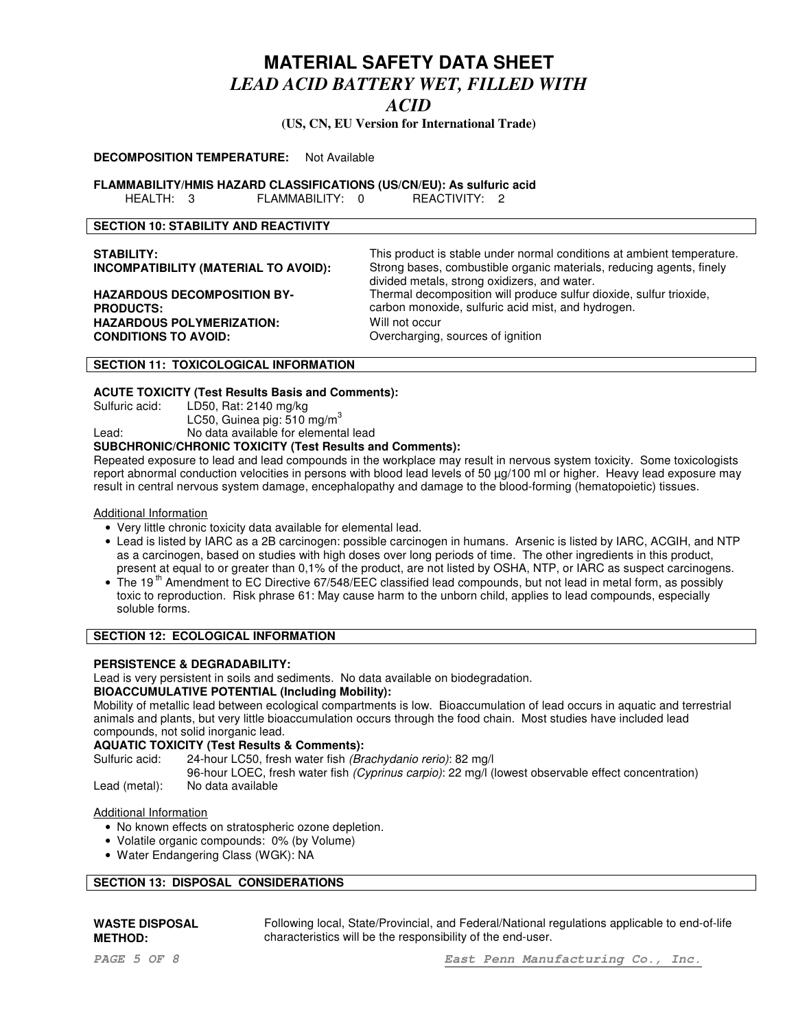# MATERIAL SAFETY DATA SHEET

## *LEAD ACID BATTERY WET, FILLED WITH ACID*

**(US, CN, EU Version for International Trade)**

**DECOMPOSITION TEMPERATURE:** Not Available

**FLAMMABILITY/HMIS HAZARD CLASSIFICATIONS (US/CN/EU): As sulfuric acid**

HEALTH: 3 FLAMMABILITY: 0 REACTIVITY: 2

## SECTION 10: STABILITY AND REACTIVITY

| | |
|---|---|
| **STABILITY:** | This product is stable under normal conditions at ambient temperature. |
| **INCOMPATIBILITY (MATERIAL TO AVOID):** | Strong bases, combustible organic materials, reducing agents, finely divided metals, strong oxidizers, and water. |
| **HAZARDOUS DECOMPOSITION BY-PRODUCTS:** | Thermal decomposition will produce sulfur dioxide, sulfur trioxide, carbon monoxide, sulfuric acid mist, and hydrogen. |
| **HAZARDOUS POLYMERIZATION:** | Will not occur |
| **CONDITIONS TO AVOID:** | Overcharging, sources of ignition |

## SECTION 11: TOXICOLOGICAL INFORMATION

**ACUTE TOXICITY (Test Results Basis and Comments):**

Sulfuric acid: LD50, Rat: 2140 mg/kg
LC50, Guinea pig: 510 $mg/m^3$

Lead: No data available for elemental lead

**SUBCHRONIC/CHRONIC TOXICITY (Test Results and Comments):**

Repeated exposure to lead and lead compounds in the workplace may result in nervous system toxicity. Some toxicologists report abnormal conduction velocities in persons with blood lead levels of 50 µg/100 ml or higher. Heavy lead exposure may result in central nervous system damage, encephalopathy and damage to the blood-forming (hematopoietic) tissues.

Additional Information

- Very little chronic toxicity data available for elemental lead.
- Lead is listed by IARC as a 2B carcinogen: possible carcinogen in humans. Arsenic is listed by IARC, ACGIH, and NTP as a carcinogen, based on studies with high doses over long periods of time. The other ingredients in this product, present at equal to or greater than 0,1% of the product, are not listed by OSHA, NTP, or IARC as suspect carcinogens.
- The 19th Amendment to EC Directive 67/548/EEC classified lead compounds, but not lead in metal form, as possibly toxic to reproduction. Risk phrase 61: May cause harm to the unborn child, applies to lead compounds, especially soluble forms.

## SECTION 12: ECOLOGICAL INFORMATION

**PERSISTENCE & DEGRADABILITY:**

Lead is very persistent in soils and sediments. No data available on biodegradation.

**BIOACCUMULATIVE POTENTIAL (Including Mobility):**

Mobility of metallic lead between ecological compartments is low. Bioaccumulation of lead occurs in aquatic and terrestrial animals and plants, but very little bioaccumulation occurs through the food chain. Most studies have included lead compounds, not solid inorganic lead.

**AQUATIC TOXICITY (Test Results & Comments):**

Sulfuric acid: 24-hour LC50, fresh water fish *(Brachydanio rerio)*: 82 mg/l
96-hour LOEC, fresh water fish *(Cyprinus carpio)*: 22 mg/l (lowest observable effect concentration)

Lead (metal): No data available

Additional Information

- No known effects on stratospheric ozone depletion.
- Volatile organic compounds: 0% (by Volume)
- Water Endangering Class (WGK): NA

## SECTION 13: DISPOSAL CONSIDERATIONS

**WASTE DISPOSAL METHOD:** Following local, State/Provincial, and Federal/National regulations applicable to end-of-life characteristics will be the responsibility of the end-user.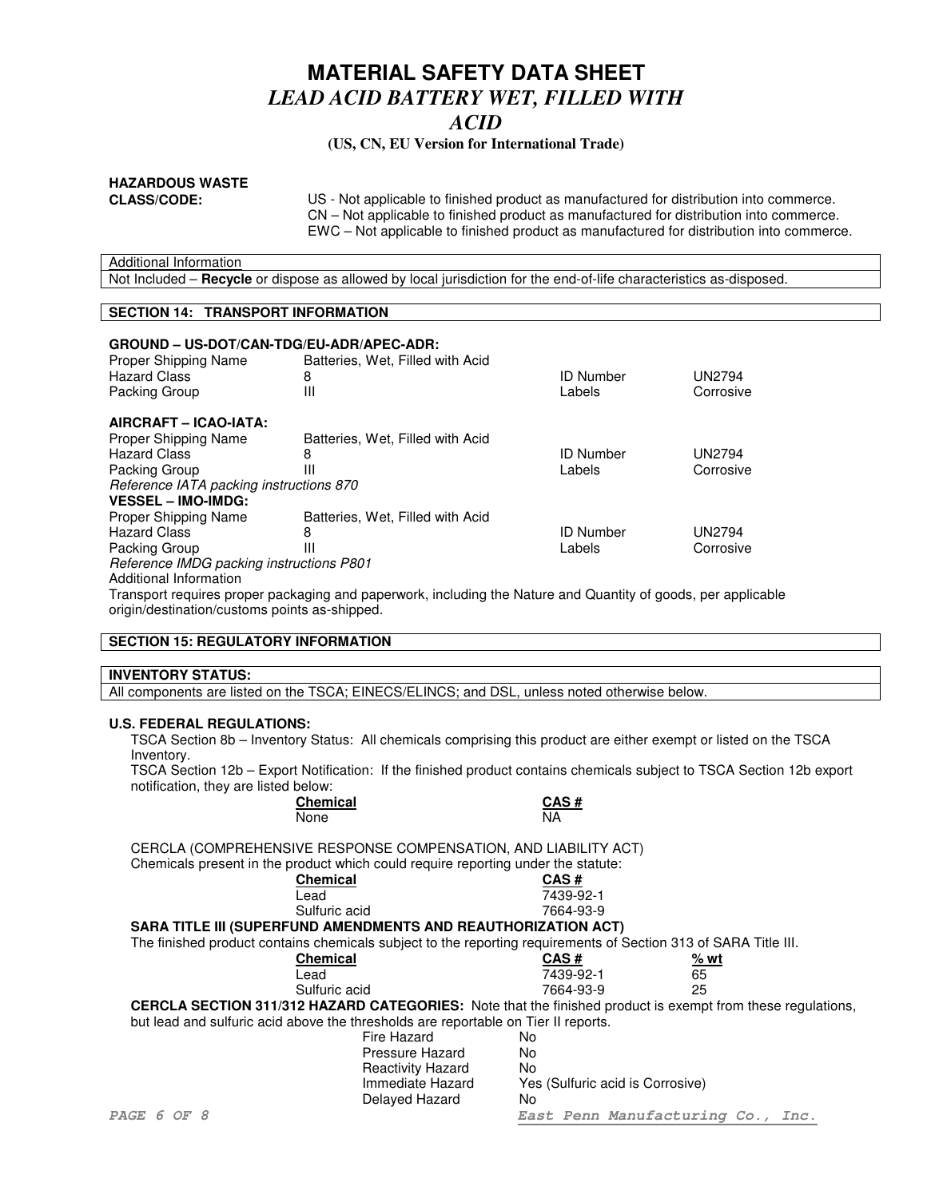# MATERIAL SAFETY DATA SHEET
## *LEAD ACID BATTERY WET, FILLED WITH ACID*
**(US, CN, EU Version for International Trade)**

**HAZARDOUS WASTE CLASS/CODE:**
US - Not applicable to finished product as manufactured for distribution into commerce.
CN – Not applicable to finished product as manufactured for distribution into commerce.
EWC – Not applicable to finished product as manufactured for distribution into commerce.

Additional Information
Not Included – **Recycle** or dispose as allowed by local jurisdiction for the end-of-life characteristics as-disposed.

## SECTION 14: TRANSPORT INFORMATION

**GROUND – US-DOT/CAN-TDG/EU-ADR/APEC-ADR:**

| | | | |
|---|---|---|---|
| Proper Shipping Name | Batteries, Wet, Filled with Acid | | |
| Hazard Class | 8 | ID Number | UN2794 |
| Packing Group | III | Labels | Corrosive |

**AIRCRAFT – ICAO-IATA:**

| | | | |
|---|---|---|---|
| Proper Shipping Name | Batteries, Wet, Filled with Acid | | |
| Hazard Class | 8 | ID Number | UN2794 |
| Packing Group | III | Labels | Corrosive |

*Reference IATA packing instructions 870*

**VESSEL – IMO-IMDG:**

| | | | |
|---|---|---|---|
| Proper Shipping Name | Batteries, Wet, Filled with Acid | | |
| Hazard Class | 8 | ID Number | UN2794 |
| Packing Group | III | Labels | Corrosive |

*Reference IMDG packing instructions P801*

Additional Information
Transport requires proper packaging and paperwork, including the Nature and Quantity of goods, per applicable origin/destination/customs points as-shipped.

## SECTION 15: REGULATORY INFORMATION

**INVENTORY STATUS:**
All components are listed on the TSCA; EINECS/ELINCS; and DSL, unless noted otherwise below.

**U.S. FEDERAL REGULATIONS:**

TSCA Section 8b – Inventory Status: All chemicals comprising this product are either exempt or listed on the TSCA Inventory.

TSCA Section 12b – Export Notification: If the finished product contains chemicals subject to TSCA Section 12b export notification, they are listed below:

| Chemical | CAS # |
|---|---|
| None | NA |

CERCLA (COMPREHENSIVE RESPONSE COMPENSATION, AND LIABILITY ACT)
Chemicals present in the product which could require reporting under the statute:

| Chemical | CAS # |
|---|---|
| Lead | 7439-92-1 |
| Sulfuric acid | 7664-93-9 |

**SARA TITLE III (SUPERFUND AMENDMENTS AND REAUTHORIZATION ACT)**
The finished product contains chemicals subject to the reporting requirements of Section 313 of SARA Title III.

| Chemical | CAS # | % wt |
|---|---|---|
| Lead | 7439-92-1 | 65 |
| Sulfuric acid | 7664-93-9 | 25 |

**CERCLA SECTION 311/312 HAZARD CATEGORIES:** Note that the finished product is exempt from these regulations, but lead and sulfuric acid above the thresholds are reportable on Tier II reports.

| | |
|---|---|
| Fire Hazard | No |
| Pressure Hazard | No |
| Reactivity Hazard | No |
| Immediate Hazard | Yes (Sulfuric acid is Corrosive) |
| Delayed Hazard | No |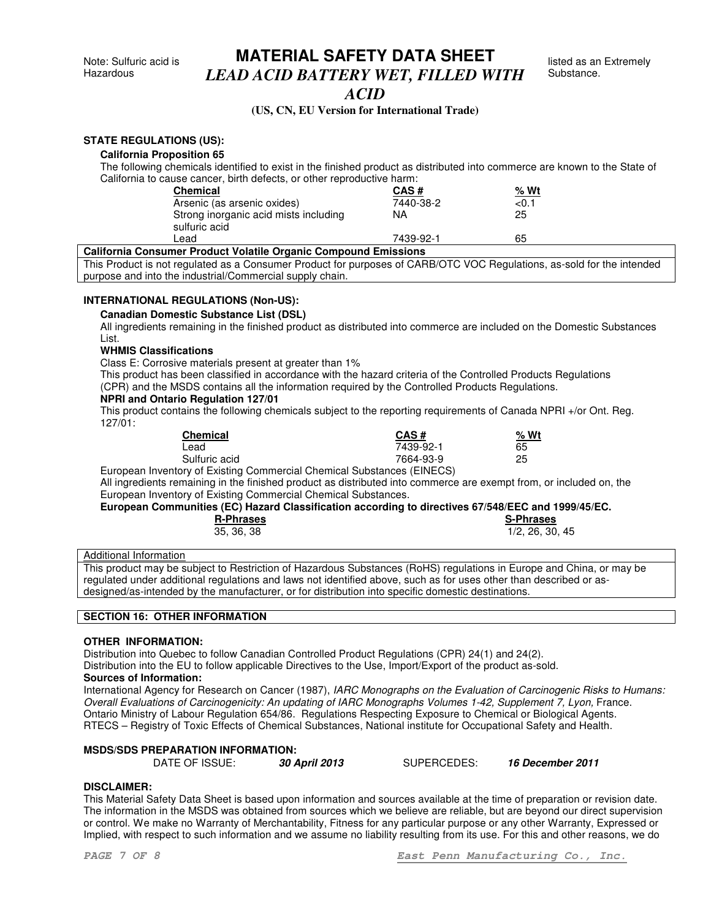## STATE REGULATIONS (US):

### California Proposition 65

The following chemicals identified to exist in the finished product as distributed into commerce are known to the State of California to cause cancer, birth defects, or other reproductive harm:

| Chemical | CAS # | % Wt |
|---|---|---|
| Arsenic (as arsenic oxides) | 7440-38-2 | <0.1 |
| Strong inorganic acid mists including sulfuric acid | NA | 25 |
| Lead | 7439-92-1 | 65 |

**California Consumer Product Volatile Organic Compound Emissions**

This Product is not regulated as a Consumer Product for purposes of CARB/OTC VOC Regulations, as-sold for the intended purpose and into the industrial/Commercial supply chain.

## INTERNATIONAL REGULATIONS (Non-US):

### Canadian Domestic Substance List (DSL)

All ingredients remaining in the finished product as distributed into commerce are included on the Domestic Substances List.

### WHMIS Classifications

Class E: Corrosive materials present at greater than 1%

This product has been classified in accordance with the hazard criteria of the Controlled Products Regulations (CPR) and the MSDS contains all the information required by the Controlled Products Regulations.

### NPRI and Ontario Regulation 127/01

This product contains the following chemicals subject to the reporting requirements of Canada NPRI +/or Ont. Reg. 127/01:

| Chemical | CAS # | % Wt |
|---|---|---|
| Lead | 7439-92-1 | 65 |
| Sulfuric acid | 7664-93-9 | 25 |

European Inventory of Existing Commercial Chemical Substances (EINECS)

All ingredients remaining in the finished product as distributed into commerce are exempt from, or included on, the European Inventory of Existing Commercial Chemical Substances.

**European Communities (EC) Hazard Classification according to directives 67/548/EEC and 1999/45/EC.**

| R-Phrases | S-Phrases |
|---|---|
| 35, 36, 38 | 1/2, 26, 30, 45 |

Additional Information

This product may be subject to Restriction of Hazardous Substances (RoHS) regulations in Europe and China, or may be regulated under additional regulations and laws not identified above, such as for uses other than described or as-designed/as-intended by the manufacturer, or for distribution into specific domestic destinations.

## SECTION 16: OTHER INFORMATION

### OTHER INFORMATION:

Distribution into Quebec to follow Canadian Controlled Product Regulations (CPR) 24(1) and 24(2).

Distribution into the EU to follow applicable Directives to the Use, Import/Export of the product as-sold.

**Sources of Information:**

International Agency for Research on Cancer (1987), *IARC Monographs on the Evaluation of Carcinogenic Risks to Humans: Overall Evaluations of Carcinogenicity: An updating of IARC Monographs Volumes 1-42, Supplement 7, Lyon,* France.

Ontario Ministry of Labour Regulation 654/86. Regulations Respecting Exposure to Chemical or Biological Agents.

RTECS – Registry of Toxic Effects of Chemical Substances, National institute for Occupational Safety and Health.

### MSDS/SDS PREPARATION INFORMATION:

DATE OF ISSUE: ***30 April 2013*** SUPERCEDES: ***16 December 2011***

### DISCLAIMER:

This Material Safety Data Sheet is based upon information and sources available at the time of preparation or revision date. The information in the MSDS was obtained from sources which we believe are reliable, but are beyond our direct supervision or control. We make no Warranty of Merchantability, Fitness for any particular purpose or any other Warranty, Expressed or Implied, with respect to such information and we assume no liability resulting from its use. For this and other reasons, we do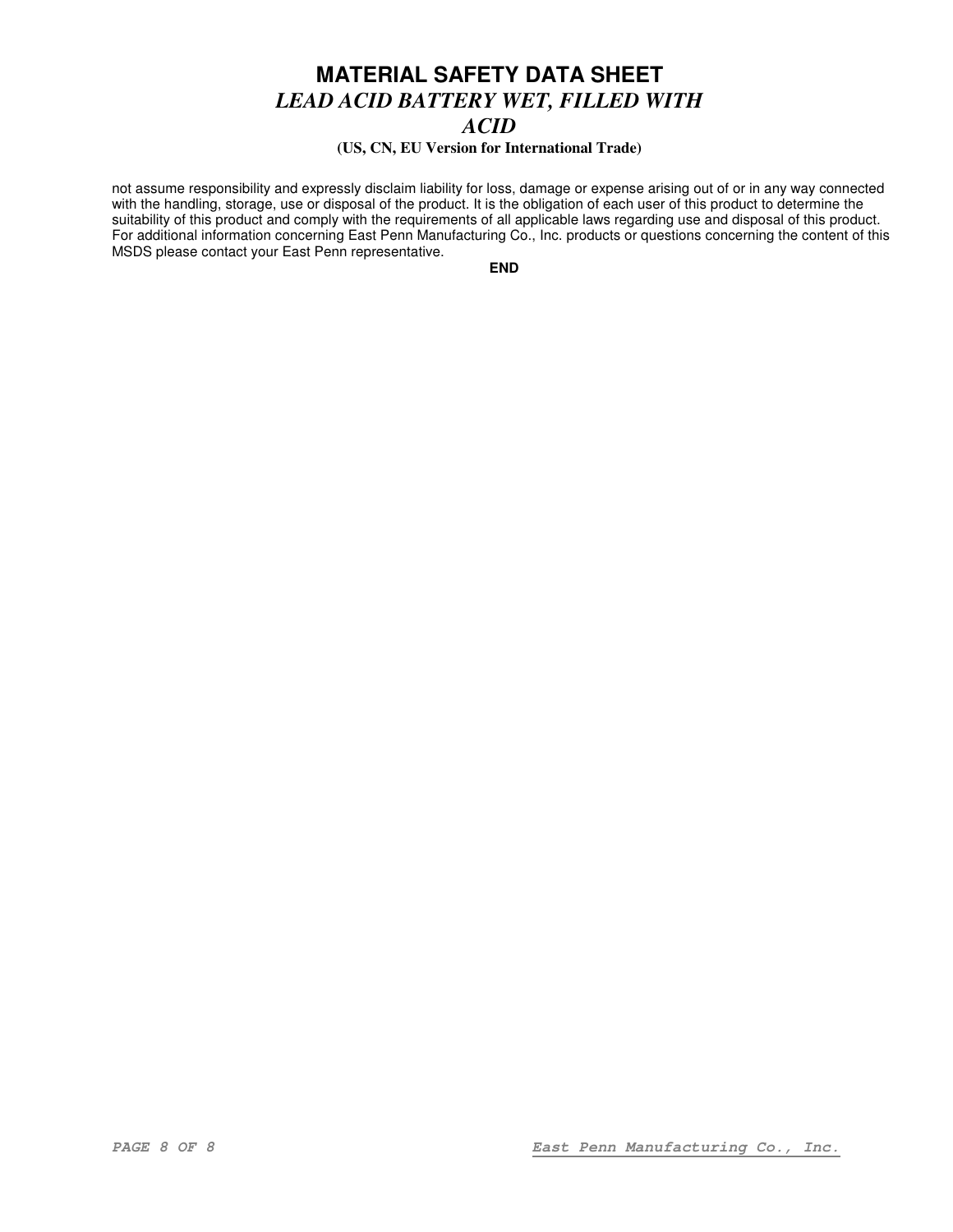not assume responsibility and expressly disclaim liability for loss, damage or expense arising out of or in any way connected with the handling, storage, use or disposal of the product. It is the obligation of each user of this product to determine the suitability of this product and comply with the requirements of all applicable laws regarding use and disposal of this product. For additional information concerning East Penn Manufacturing Co., Inc. products or questions concerning the content of this MSDS please contact your East Penn representative.

**END**